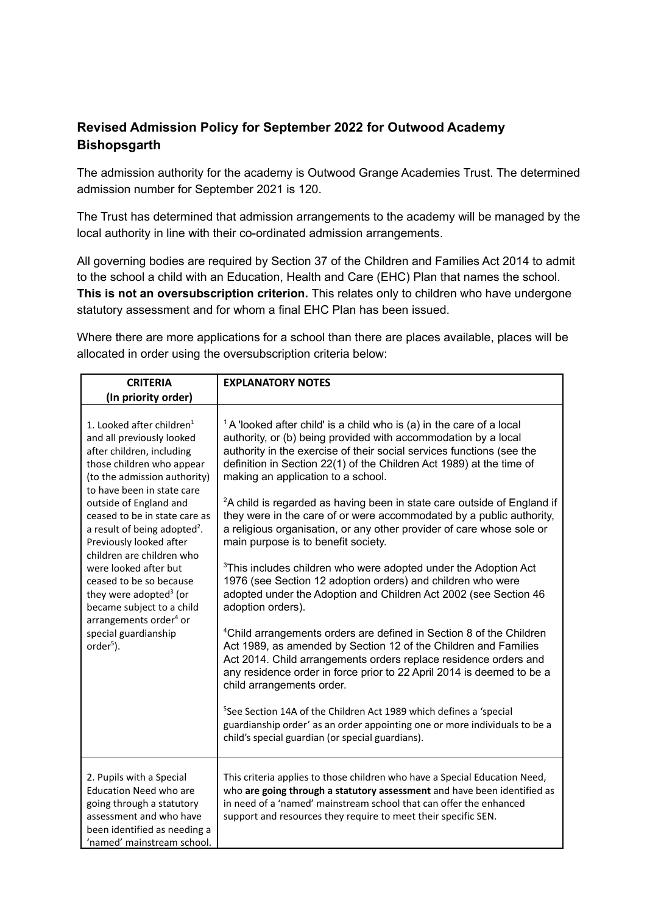## Revised Admission Policy for September 2022 for Outwood Academy Bishopsgarth

The admission authority for the academy is Outwood Grange Academies Trust. The determined admission number for September 2021 is 120.

The Trust has determined that admission arrangements to the academy will be managed by the local authority in line with their co-ordinated admission arrangements.

All governing bodies are required by Section 37 of the Children and Families Act 2014 to admit to the school a child with an Education, Health and Care (EHC) Plan that names the school. **This is not an oversubscription criterion.** This relates only to children who have undergone statutory assessment and for whom a final EHC Plan has been issued.

Where there are more applications for a school than there are places available, places will be allocated in order using the oversubscription criteria below:

| CRITERIA (In priority order) | EXPLANATORY NOTES |
|---|---|
| 1. Looked after children[1] and all previously looked after children, including those children who appear (to the admission authority) to have been in state care outside of England and ceased to be in state care as a result of being adopted[2]. Previously looked after children are children who were looked after but ceased to be so because they were adopted[3] (or became subject to a child arrangements order[4] or special guardianship order[5]). | [1] A 'looked after child' is a child who is (a) in the care of a local authority, or (b) being provided with accommodation by a local authority in the exercise of their social services functions (see the definition in Section 22(1) of the Children Act 1989) at the time of making an application to a school.<br><br>[2]A child is regarded as having been in state care outside of England if they were in the care of or were accommodated by a public authority, a religious organisation, or any other provider of care whose sole or main purpose is to benefit society.<br><br>[3]This includes children who were adopted under the Adoption Act 1976 (see Section 12 adoption orders) and children who were adopted under the Adoption and Children Act 2002 (see Section 46 adoption orders).<br><br>[4]Child arrangements orders are defined in Section 8 of the Children Act 1989, as amended by Section 12 of the Children and Families Act 2014. Child arrangements orders replace residence orders and any residence order in force prior to 22 April 2014 is deemed to be a child arrangements order.<br><br>[5]See Section 14A of the Children Act 1989 which defines a 'special guardianship order' as an order appointing one or more individuals to be a child's special guardian (or special guardians). |
| 2. Pupils with a Special Education Need who are going through a statutory assessment and who have been identified as needing a 'named' mainstream school. | This criteria applies to those children who have a Special Education Need, who **are going through a statutory assessment** and have been identified as in need of a 'named' mainstream school that can offer the enhanced support and resources they require to meet their specific SEN. |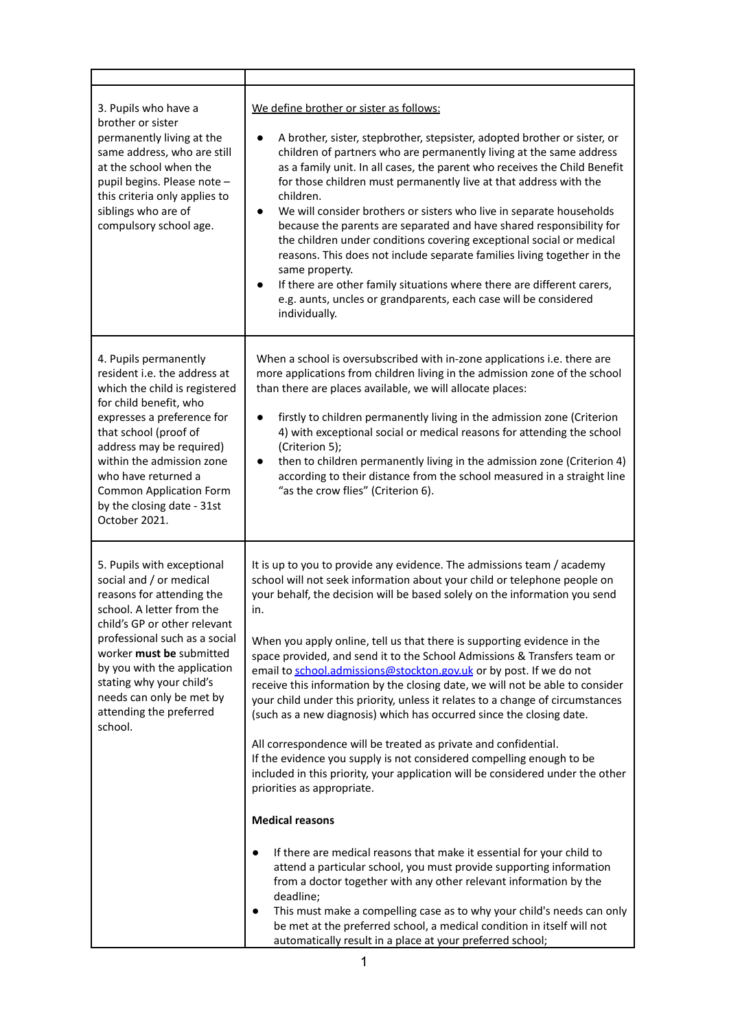| | |
|---|---|
| 3. Pupils who have a brother or sister permanently living at the same address, who are still at the school when the pupil begins. Please note – this criteria only applies to siblings who are of compulsory school age. | <u>We define brother or sister as follows:</u><br><br>● A brother, sister, stepbrother, stepsister, adopted brother or sister, or children of partners who are permanently living at the same address as a family unit. In all cases, the parent who receives the Child Benefit for those children must permanently live at that address with the children.<br>● We will consider brothers or sisters who live in separate households because the parents are separated and have shared responsibility for the children under conditions covering exceptional social or medical reasons. This does not include separate families living together in the same property.<br>● If there are other family situations where there are different carers, e.g. aunts, uncles or grandparents, each case will be considered individually. |
| 4. Pupils permanently resident i.e. the address at which the child is registered for child benefit, who expresses a preference for that school (proof of address may be required) within the admission zone who have returned a Common Application Form by the closing date - 31st October 2021. | When a school is oversubscribed with in-zone applications i.e. there are more applications from children living in the admission zone of the school than there are places available, we will allocate places:<br><br>● firstly to children permanently living in the admission zone (Criterion 4) with exceptional social or medical reasons for attending the school (Criterion 5);<br>● then to children permanently living in the admission zone (Criterion 4) according to their distance from the school measured in a straight line "as the crow flies" (Criterion 6). |
| 5. Pupils with exceptional social and / or medical reasons for attending the school. A letter from the child's GP or other relevant professional such as a social worker **must be** submitted by you with the application stating why your child's needs can only be met by attending the preferred school. | It is up to you to provide any evidence. The admissions team / academy school will not seek information about your child or telephone people on your behalf, the decision will be based solely on the information you send in.<br><br>When you apply online, tell us that there is supporting evidence in the space provided, and send it to the School Admissions & Transfers team or email to school.admissions@stockton.gov.uk or by post. If we do not receive this information by the closing date, we will not be able to consider your child under this priority, unless it relates to a change of circumstances (such as a new diagnosis) which has occurred since the closing date.<br><br>All correspondence will be treated as private and confidential.<br>If the evidence you supply is not considered compelling enough to be included in this priority, your application will be considered under the other priorities as appropriate.<br><br>**Medical reasons**<br><br>● If there are medical reasons that make it essential for your child to attend a particular school, you must provide supporting information from a doctor together with any other relevant information by the deadline;<br>● This must make a compelling case as to why your child's needs can only be met at the preferred school, a medical condition in itself will not automatically result in a place at your preferred school; |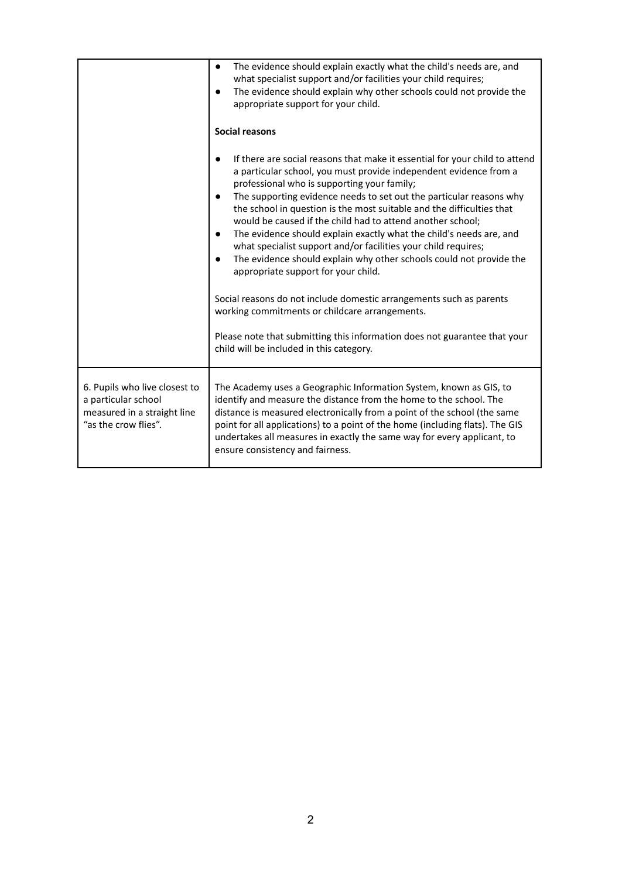| | |
|---|---|
| | • The evidence should explain exactly what the child's needs are, and what specialist support and/or facilities your child requires;<br>• The evidence should explain why other schools could not provide the appropriate support for your child.<br><br>**Social reasons**<br><br>• If there are social reasons that make it essential for your child to attend a particular school, you must provide independent evidence from a professional who is supporting your family;<br>• The supporting evidence needs to set out the particular reasons why the school in question is the most suitable and the difficulties that would be caused if the child had to attend another school;<br>• The evidence should explain exactly what the child's needs are, and what specialist support and/or facilities your child requires;<br>• The evidence should explain why other schools could not provide the appropriate support for your child.<br><br>Social reasons do not include domestic arrangements such as parents working commitments or childcare arrangements.<br><br>Please note that submitting this information does not guarantee that your child will be included in this category. |
| 6. Pupils who live closest to a particular school measured in a straight line "as the crow flies". | The Academy uses a Geographic Information System, known as GIS, to identify and measure the distance from the home to the school. The distance is measured electronically from a point of the school (the same point for all applications) to a point of the home (including flats). The GIS undertakes all measures in exactly the same way for every applicant, to ensure consistency and fairness. |